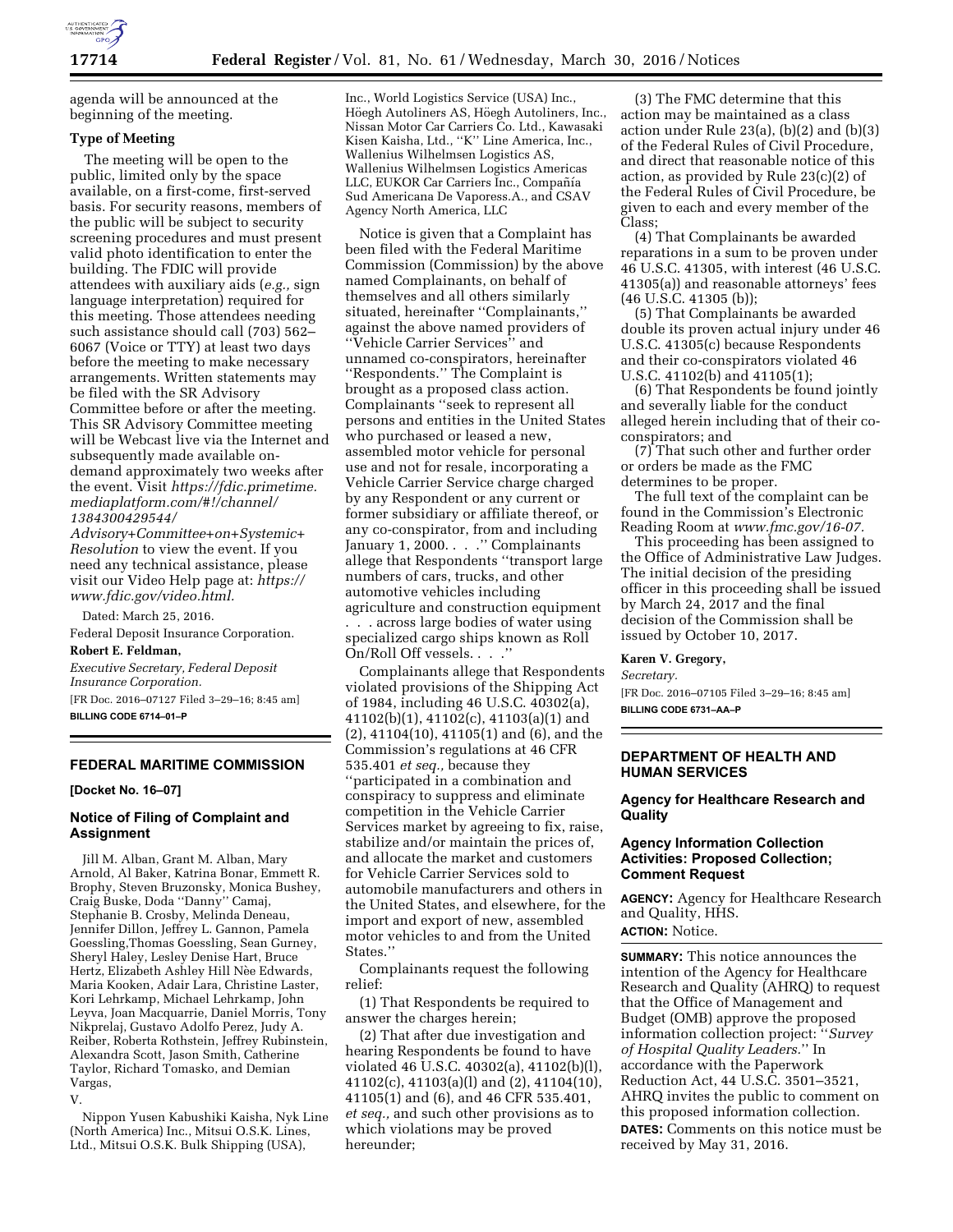agenda will be announced at the beginning of the meeting.

**Type of Meeting**

The meeting will be open to the public, limited only by the space available, on a first-come, first-served basis. For security reasons, members of the public will be subject to security screening procedures and must present valid photo identification to enter the building. The FDIC will provide attendees with auxiliary aids (*e.g.,* sign language interpretation) required for this meeting. Those attendees needing such assistance should call (703) 562–6067 (Voice or TTY) at least two days before the meeting to make necessary arrangements. Written statements may be filed with the SR Advisory Committee before or after the meeting. This SR Advisory Committee meeting will be Webcast live via the Internet and subsequently made available on-demand approximately two weeks after the event. Visit *https://fdic.primetime.mediaplatform.com/#!/channel/1384300429544/Advisory+Committee+on+Systemic+Resolution* to view the event. If you need any technical assistance, please visit our Video Help page at: *https://www.fdic.gov/video.html.*

Dated: March 25, 2016.

Federal Deposit Insurance Corporation.

**Robert E. Feldman,**

*Executive Secretary, Federal Deposit Insurance Corporation.*

[FR Doc. 2016–07127 Filed 3–29–16; 8:45 am]

**BILLING CODE 6714–01–P**

## FEDERAL MARITIME COMMISSION

**[Docket No. 16–07]**

### Notice of Filing of Complaint and Assignment

Jill M. Alban, Grant M. Alban, Mary Arnold, Al Baker, Katrina Bonar, Emmett R. Brophy, Steven Bruzonsky, Monica Bushey, Craig Buske, Doda ''Danny'' Camaj, Stephanie B. Crosby, Melinda Deneau, Jennifer Dillon, Jeffrey L. Gannon, Pamela Goessling,Thomas Goessling, Sean Gurney, Sheryl Haley, Lesley Denise Hart, Bruce Hertz, Elizabeth Ashley Hill Nèe Edwards, Maria Kooken, Adair Lara, Christine Laster, Kori Lehrkamp, Michael Lehrkamp, John Leyva, Joan Macquarrie, Daniel Morris, Tony Nikprelaj, Gustavo Adolfo Perez, Judy A. Reiber, Roberta Rothstein, Jeffrey Rubinstein, Alexandra Scott, Jason Smith, Catherine Taylor, Richard Tomasko, and Demian Vargas,

V.

Nippon Yusen Kabushiki Kaisha, Nyk Line (North America) Inc., Mitsui O.S.K. Lines, Ltd., Mitsui O.S.K. Bulk Shipping (USA), Inc., World Logistics Service (USA) Inc., Höegh Autoliners AS, Höegh Autoliners, Inc., Nissan Motor Car Carriers Co. Ltd., Kawasaki Kisen Kaisha, Ltd., ''K'' Line America, Inc., Wallenius Wilhelmsen Logistics AS, Wallenius Wilhelmsen Logistics Americas LLC, EUKOR Car Carriers Inc., Compañía Sud Americana De Vaporess.A., and CSAV Agency North America, LLC

Notice is given that a Complaint has been filed with the Federal Maritime Commission (Commission) by the above named Complainants, on behalf of themselves and all others similarly situated, hereinafter ''Complainants,'' against the above named providers of ''Vehicle Carrier Services'' and unnamed co-conspirators, hereinafter ''Respondents.'' The Complaint is brought as a proposed class action. Complainants ''seek to represent all persons and entities in the United States who purchased or leased a new, assembled motor vehicle for personal use and not for resale, incorporating a Vehicle Carrier Service charge charged by any Respondent or any current or former subsidiary or affiliate thereof, or any co-conspirator, from and including January 1, 2000. . . .'' Complainants allege that Respondents ''transport large numbers of cars, trucks, and other automotive vehicles including agriculture and construction equipment . . . across large bodies of water using specialized cargo ships known as Roll On/Roll Off vessels. . . .''

Complainants allege that Respondents violated provisions of the Shipping Act of 1984, including 46 U.S.C. 40302(a), 41102(b)(1), 41102(c), 41103(a)(1) and (2), 41104(10), 41105(1) and (6), and the Commission's regulations at 46 CFR 535.401 *et seq.,* because they ''participated in a combination and conspiracy to suppress and eliminate competition in the Vehicle Carrier Services market by agreeing to fix, raise, stabilize and/or maintain the prices of, and allocate the market and customers for Vehicle Carrier Services sold to automobile manufacturers and others in the United States, and elsewhere, for the import and export of new, assembled motor vehicles to and from the United States.''

Complainants request the following relief:

(1) That Respondents be required to answer the charges herein;

(2) That after due investigation and hearing Respondents be found to have violated 46 U.S.C. 40302(a), 41102(b)(l), 41102(c), 41103(a)(l) and (2), 41104(10), 41105(1) and (6), and 46 CFR 535.401, *et seq.,* and such other provisions as to which violations may be proved hereunder;

(3) The FMC determine that this action may be maintained as a class action under Rule 23(a), (b)(2) and (b)(3) of the Federal Rules of Civil Procedure, and direct that reasonable notice of this action, as provided by Rule 23(c)(2) of the Federal Rules of Civil Procedure, be given to each and every member of the Class;

(4) That Complainants be awarded reparations in a sum to be proven under 46 U.S.C. 41305, with interest (46 U.S.C. 41305(a)) and reasonable attorneys' fees (46 U.S.C. 41305 (b));

(5) That Complainants be awarded double its proven actual injury under 46 U.S.C. 41305(c) because Respondents and their co-conspirators violated 46 U.S.C. 41102(b) and 41105(1);

(6) That Respondents be found jointly and severally liable for the conduct alleged herein including that of their co-conspirators; and

(7) That such other and further order or orders be made as the FMC determines to be proper.

The full text of the complaint can be found in the Commission's Electronic Reading Room at *www.fmc.gov/16-07.*

This proceeding has been assigned to the Office of Administrative Law Judges. The initial decision of the presiding officer in this proceeding shall be issued by March 24, 2017 and the final decision of the Commission shall be issued by October 10, 2017.

**Karen V. Gregory,**

*Secretary.*

[FR Doc. 2016–07105 Filed 3–29–16; 8:45 am]

**BILLING CODE 6731–AA–P**

## DEPARTMENT OF HEALTH AND HUMAN SERVICES

### Agency for Healthcare Research and Quality

### Agency Information Collection Activities: Proposed Collection; Comment Request

**AGENCY:** Agency for Healthcare Research and Quality, HHS.

**ACTION:** Notice.

**SUMMARY:** This notice announces the intention of the Agency for Healthcare Research and Quality (AHRQ) to request that the Office of Management and Budget (OMB) approve the proposed information collection project: ''*Survey of Hospital Quality Leaders.*'' In accordance with the Paperwork Reduction Act, 44 U.S.C. 3501–3521, AHRQ invites the public to comment on this proposed information collection.

**DATES:** Comments on this notice must be received by May 31, 2016.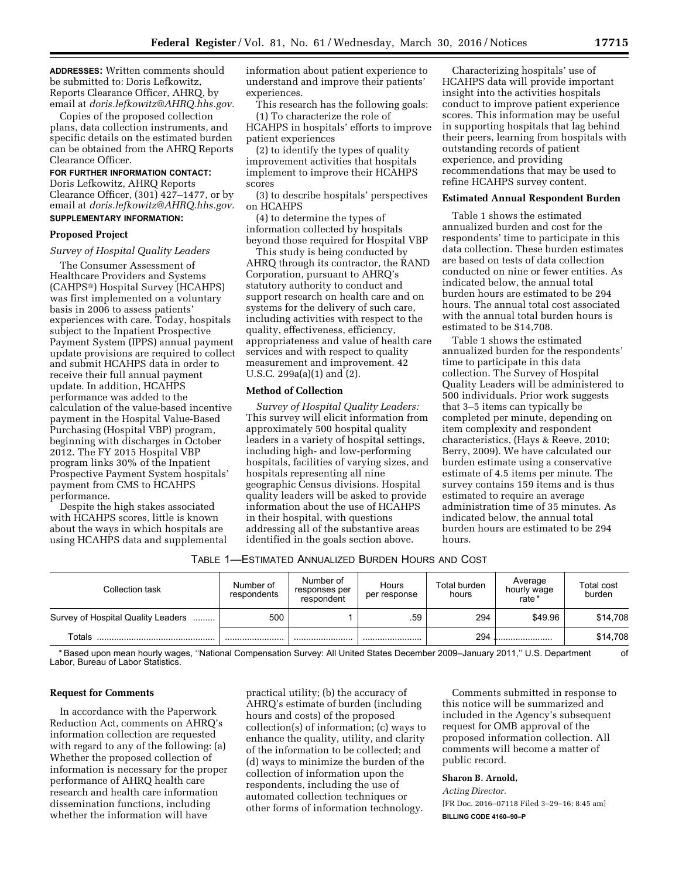**ADDRESSES:** Written comments should be submitted to: Doris Lefkowitz, Reports Clearance Officer, AHRQ, by email at *doris.lefkowitz@AHRQ.hhs.gov.*

Copies of the proposed collection plans, data collection instruments, and specific details on the estimated burden can be obtained from the AHRQ Reports Clearance Officer.

**FOR FURTHER INFORMATION CONTACT:** Doris Lefkowitz, AHRQ Reports Clearance Officer, (301) 427–1477, or by email at *doris.lefkowitz@AHRQ.hhs.gov.*

**SUPPLEMENTARY INFORMATION:**

## Proposed Project

### *Survey of Hospital Quality Leaders*

The Consumer Assessment of Healthcare Providers and Systems (CAHPS®) Hospital Survey (HCAHPS) was first implemented on a voluntary basis in 2006 to assess patients' experiences with care. Today, hospitals subject to the Inpatient Prospective Payment System (IPPS) annual payment update provisions are required to collect and submit HCAHPS data in order to receive their full annual payment update. In addition, HCAHPS performance was added to the calculation of the value-based incentive payment in the Hospital Value-Based Purchasing (Hospital VBP) program, beginning with discharges in October 2012. The FY 2015 Hospital VBP program links 30% of the Inpatient Prospective Payment System hospitals' payment from CMS to HCAHPS performance.

Despite the high stakes associated with HCAHPS scores, little is known about the ways in which hospitals are using HCAHPS data and supplemental information about patient experience to understand and improve their patients' experiences.

This research has the following goals:

(1) To characterize the role of HCAHPS in hospitals' efforts to improve patient experiences

(2) to identify the types of quality improvement activities that hospitals implement to improve their HCAHPS scores

(3) to describe hospitals' perspectives on HCAHPS

(4) to determine the types of information collected by hospitals beyond those required for Hospital VBP

This study is being conducted by AHRQ through its contractor, the RAND Corporation, pursuant to AHRQ's statutory authority to conduct and support research on health care and on systems for the delivery of such care, including activities with respect to the quality, effectiveness, efficiency, appropriateness and value of health care services and with respect to quality measurement and improvement. 42 U.S.C. 299a(a)(1) and (2).

## Method of Collection

*Survey of Hospital Quality Leaders:* This survey will elicit information from approximately 500 hospital quality leaders in a variety of hospital settings, including high- and low-performing hospitals, facilities of varying sizes, and hospitals representing all nine geographic Census divisions. Hospital quality leaders will be asked to provide information about the use of HCAHPS in their hospital, with questions addressing all of the substantive areas identified in the goals section above.

Characterizing hospitals' use of HCAHPS data will provide important insight into the activities hospitals conduct to improve patient experience scores. This information may be useful in supporting hospitals that lag behind their peers, learning from hospitals with outstanding records of patient experience, and providing recommendations that may be used to refine HCAHPS survey content.

## Estimated Annual Respondent Burden

Table 1 shows the estimated annualized burden and cost for the respondents' time to participate in this data collection. These burden estimates are based on tests of data collection conducted on nine or fewer entities. As indicated below, the annual total burden hours are estimated to be 294 hours. The annual total cost associated with the annual total burden hours is estimated to be $14,708.

Table 1 shows the estimated annualized burden for the respondents' time to participate in this data collection. The Survey of Hospital Quality Leaders will be administered to 500 individuals. Prior work suggests that 3–5 items can typically be completed per minute, depending on item complexity and respondent characteristics, (Hays & Reeve, 2010; Berry, 2009). We have calculated our burden estimate using a conservative estimate of 4.5 items per minute. The survey contains 159 items and is thus estimated to require an average administration time of 35 minutes. As indicated below, the annual total burden hours are estimated to be 294 hours.

TABLE 1—ESTIMATED ANNUALIZED BURDEN HOURS AND COST

| Collection task | Number of respondents | Number of responses per respondent | Hours per response | Total burden hours | Average hourly wage rate * | Total cost burden |
|---|---|---|---|---|---|---|
| Survey of Hospital Quality Leaders | 500 | 1 | .59 | 294 | $49.96 | $14,708 |
| Totals | | | | 294 | | $14,708 |

\* Based upon mean hourly wages, "National Compensation Survey: All United States December 2009–January 2011," U.S. Department of Labor, Bureau of Labor Statistics.

## Request for Comments

In accordance with the Paperwork Reduction Act, comments on AHRQ's information collection are requested with regard to any of the following: (a) Whether the proposed collection of information is necessary for the proper performance of AHRQ health care research and health care information dissemination functions, including whether the information will have practical utility; (b) the accuracy of AHRQ's estimate of burden (including hours and costs) of the proposed collection(s) of information; (c) ways to enhance the quality, utility, and clarity of the information to be collected; and (d) ways to minimize the burden of the collection of information upon the respondents, including the use of automated collection techniques or other forms of information technology.

Comments submitted in response to this notice will be summarized and included in the Agency's subsequent request for OMB approval of the proposed information collection. All comments will become a matter of public record.

**Sharon B. Arnold,**

*Acting Director.*

[FR Doc. 2016–07118 Filed 3–29–16; 8:45 am]

**BILLING CODE 4160–90–P**